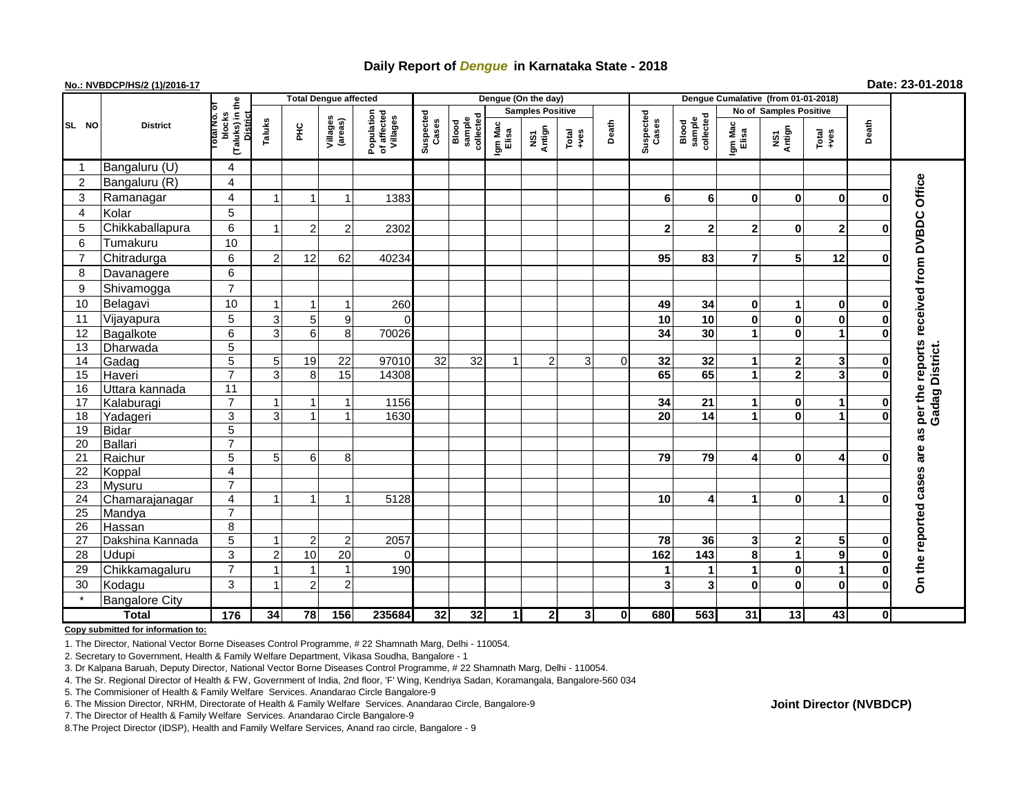# Daily Report of *Dengue* in Karnataka State - 2018

**No.: NVBDCP/HS/2 (1)/2016-17**

**Date: 23-01-2018**

| SL NO | District | Total No. of blocks (Taluks) in the District | Total Dengue affected | | | | Dengue (On the day) | | | | | | Dengue Cumalative (from 01-01-2018) | | | | | | |
|---|---|---|---|---|---|---|---|---|---|---|---|---|---|---|---|---|---|---|---|
| | | | Taluks | PHC | Villages (areas) | Population of affected Villages | Suspected Cases | Blood sample collected | Samples Positive | | | Death | Suspected Cases | Blood sample collected | No of Samples Positive | | | Death | |
| | | | | | | | | | Igm Mac Elisa | NS1 Antign | Total +ves | | | | Igm Mac Elisa | NS1 Antign | Total +ves | | |
| 1 | Bangaluru (U) | 4 | | | | | | | | | | | | | | | | | On the reported cases are as per the reports received from DVBDC Office Gadag District. |
| 2 | Bangaluru (R) | 4 | | | | | | | | | | | | | | | | | |
| 3 | Ramanagar | 4 | 1 | 1 | 1 | 1383 | | | | | | | 6 | 6 | 0 | 0 | 0 | 0 | |
| 4 | Kolar | 5 | | | | | | | | | | | | | | | | | |
| 5 | Chikkaballapura | 6 | 1 | 2 | 2 | 2302 | | | | | | | 2 | 2 | 2 | 0 | 2 | 0 | |
| 6 | Tumakuru | 10 | | | | | | | | | | | | | | | | | |
| 7 | Chitradurga | 6 | 2 | 12 | 62 | 40234 | | | | | | | 95 | 83 | 7 | 5 | 12 | 0 | |
| 8 | Davanagere | 6 | | | | | | | | | | | | | | | | | |
| 9 | Shivamogga | 7 | | | | | | | | | | | | | | | | | |
| 10 | Belagavi | 10 | 1 | 1 | 1 | 260 | | | | | | | 49 | 34 | 0 | 1 | 0 | 0 | |
| 11 | Vijayapura | 5 | 3 | 5 | 9 | 0 | | | | | | | 10 | 10 | 0 | 0 | 0 | 0 | |
| 12 | Bagalkote | 6 | 3 | 6 | 8 | 70026 | | | | | | | 34 | 30 | 1 | 0 | 1 | 0 | |
| 13 | Dharwada | 5 | | | | | | | | | | | | | | | | | |
| 14 | Gadag | 5 | 5 | 19 | 22 | 97010 | 32 | 32 | 1 | 2 | 3 | 0 | 32 | 32 | 1 | 2 | 3 | 0 | |
| 15 | Haveri | 7 | 3 | 8 | 15 | 14308 | | | | | | | 65 | 65 | 1 | 2 | 3 | 0 | |
| 16 | Uttara kannada | 11 | | | | | | | | | | | | | | | | | |
| 17 | Kalaburagi | 7 | 1 | 1 | 1 | 1156 | | | | | | | 34 | 21 | 1 | 0 | 1 | 0 | |
| 18 | Yadageri | 3 | 3 | 1 | 1 | 1630 | | | | | | | 20 | 14 | 1 | 0 | 1 | 0 | |
| 19 | Bidar | 5 | | | | | | | | | | | | | | | | | |
| 20 | Ballari | 7 | | | | | | | | | | | | | | | | | |
| 21 | Raichur | 5 | 5 | 6 | 8 | | | | | | | | 79 | 79 | 4 | 0 | 4 | 0 | |
| 22 | Koppal | 4 | | | | | | | | | | | | | | | | | |
| 23 | Mysuru | 7 | | | | | | | | | | | | | | | | | |
| 24 | Chamarajanagar | 4 | 1 | 1 | 1 | 5128 | | | | | | | 10 | 4 | 1 | 0 | 1 | 0 | |
| 25 | Mandya | 7 | | | | | | | | | | | | | | | | | |
| 26 | Hassan | 8 | | | | | | | | | | | | | | | | | |
| 27 | Dakshina Kannada | 5 | 1 | 2 | 2 | 2057 | | | | | | | 78 | 36 | 3 | 2 | 5 | 0 | |
| 28 | Udupi | 3 | 2 | 10 | 20 | 0 | | | | | | | 162 | 143 | 8 | 1 | 9 | 0 | |
| 29 | Chikkamagaluru | 7 | 1 | 1 | 1 | 190 | | | | | | | 1 | 1 | 1 | 0 | 1 | 0 | |
| 30 | Kodagu | 3 | 1 | 2 | 2 | | | | | | | | 3 | 3 | 0 | 0 | 0 | 0 | |
| * | Bangalore City | | | | | | | | | | | | | | | | | | |
| **Total** | | **176** | **34** | **78** | **156** | **235684** | **32** | **32** | **1** | **2** | **3** | **0** | **680** | **563** | **31** | **13** | **43** | **0** | |

**Copy submitted for information to:**

1. The Director, National Vector Borne Diseases Control Programme, # 22 Shamnath Marg, Delhi - 110054.
2. Secretary to Government, Health & Family Welfare Department, Vikasa Soudha, Bangalore - 1
3. Dr Kalpana Baruah, Deputy Director, National Vector Borne Diseases Control Programme, # 22 Shamnath Marg, Delhi - 110054.
4. The Sr. Regional Director of Health & FW, Government of India, 2nd floor, 'F' Wing, Kendriya Sadan, Koramangala, Bangalore-560 034
5. The Commisioner of Health & Family Welfare Services. Anandarao Circle Bangalore-9
6. The Mission Director, NRHM, Directorate of Health & Family Welfare Services. Anandarao Circle, Bangalore-9
7. The Director of Health & Family Welfare Services. Anandarao Circle Bangalore-9
8. The Project Director (IDSP), Health and Family Welfare Services, Anand rao circle, Bangalore - 9

**Joint Director (NVBDCP)**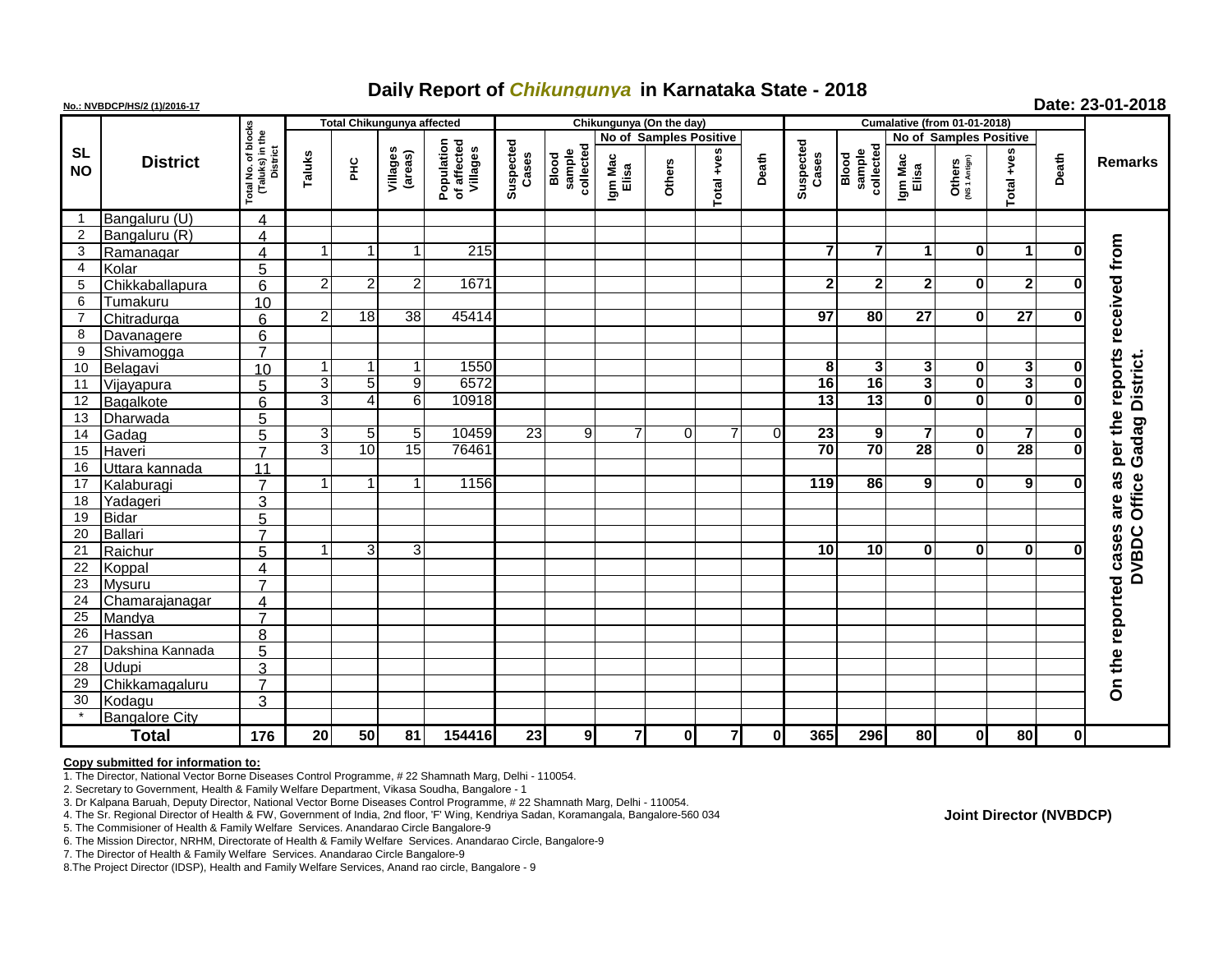# Daily Report of *Chikungunya* in Karnataka State - 2018

No.: NVBDCP/HS/2 (1)/2016-17

Date: 23-01-2018

| SL NO | District | Total No. of blocks (Taluks) in the District | Total Chikungunya affected | | | | Chikungunya (On the day) | | | | | | Cumalative (from 01-01-2018) | | | | | | Remarks |
|---|---|---|---|---|---|---|---|---|---|---|---|---|---|---|---|---|---|---|---|
| | | | | | | | | | No of Samples Positive | | | | | | No of Samples Positive | | | | |
| | | | Taluks | PHC | Villages (areas) | Population of affected Villages | Suspected Cases | Blood sample collected | Igm Mac Elisa | Others | Total +ves | Death | Suspected Cases | Blood sample collected | Igm Mac Elisa | Others (NS 1 Antign) | Total +ves | Death | |
| 1 | Bangaluru (U) | 4 | | | | | | | | | | | | | | | | | On the reported cases are as per the reports received from DVBDC Office Gadag District. |
| 2 | Bangaluru (R) | 4 | | | | | | | | | | | | | | | | | |
| 3 | Ramanagar | 4 | 1 | 1 | 1 | 215 | | | | | | | 7 | 7 | 1 | 0 | 1 | 0 | |
| 4 | Kolar | 5 | | | | | | | | | | | | | | | | | |
| 5 | Chikkaballapura | 6 | 2 | 2 | 2 | 1671 | | | | | | | 2 | 2 | 2 | 0 | 2 | 0 | |
| 6 | Tumakuru | 10 | | | | | | | | | | | | | | | | | |
| 7 | Chitradurga | 6 | 2 | 18 | 38 | 45414 | | | | | | | 97 | 80 | 27 | 0 | 27 | 0 | |
| 8 | Davanagere | 6 | | | | | | | | | | | | | | | | | |
| 9 | Shivamogga | 7 | | | | | | | | | | | | | | | | | |
| 10 | Belagavi | 10 | 1 | 1 | 1 | 1550 | | | | | | | 8 | 3 | 3 | 0 | 3 | 0 | |
| 11 | Vijayapura | 5 | 3 | 5 | 9 | 6572 | | | | | | | 16 | 16 | 3 | 0 | 3 | 0 | |
| 12 | Bagalkote | 6 | 3 | 4 | 6 | 10918 | | | | | | | 13 | 13 | 0 | 0 | 0 | 0 | |
| 13 | Dharwada | 5 | | | | | | | | | | | | | | | | | |
| 14 | Gadag | 5 | 3 | 5 | 5 | 10459 | 23 | 9 | 7 | 0 | 7 | 0 | 23 | 9 | 7 | 0 | 7 | 0 | |
| 15 | Haveri | 7 | 3 | 10 | 15 | 76461 | | | | | | | 70 | 70 | 28 | 0 | 28 | 0 | |
| 16 | Uttara kannada | 11 | | | | | | | | | | | | | | | | | |
| 17 | Kalaburagi | 7 | 1 | 1 | 1 | 1156 | | | | | | | 119 | 86 | 9 | 0 | 9 | 0 | |
| 18 | Yadageri | 3 | | | | | | | | | | | | | | | | | |
| 19 | Bidar | 5 | | | | | | | | | | | | | | | | | |
| 20 | Ballari | 7 | | | | | | | | | | | | | | | | | |
| 21 | Raichur | 5 | 1 | 3 | 3 | | | | | | | | 10 | 10 | 0 | 0 | 0 | 0 | |
| 22 | Koppal | 4 | | | | | | | | | | | | | | | | | |
| 23 | Mysuru | 7 | | | | | | | | | | | | | | | | | |
| 24 | Chamarajanagar | 4 | | | | | | | | | | | | | | | | | |
| 25 | Mandya | 7 | | | | | | | | | | | | | | | | | |
| 26 | Hassan | 8 | | | | | | | | | | | | | | | | | |
| 27 | Dakshina Kannada | 5 | | | | | | | | | | | | | | | | | |
| 28 | Udupi | 3 | | | | | | | | | | | | | | | | | |
| 29 | Chikkamagaluru | 7 | | | | | | | | | | | | | | | | | |
| 30 | Kodagu | 3 | | | | | | | | | | | | | | | | | |
| * | Bangalore City | | | | | | | | | | | | | | | | | | |
| | **Total** | **176** | **20** | **50** | **81** | **154416** | **23** | **9** | **7** | **0** | **7** | **0** | **365** | **296** | **80** | **0** | **80** | **0** | |

**Copy submitted for information to:**

1. The Director, National Vector Borne Diseases Control Programme, # 22 Shamnath Marg, Delhi - 110054.
2. Secretary to Government, Health & Family Welfare Department, Vikasa Soudha, Bangalore - 1
3. Dr Kalpana Baruah, Deputy Director, National Vector Borne Diseases Control Programme, # 22 Shamnath Marg, Delhi - 110054.
4. The Sr. Regional Director of Health & FW, Government of India, 2nd floor, 'F' Wing, Kendriya Sadan, Koramangala, Bangalore-560 034
5. The Commisioner of Health & Family Welfare Services. Anandarao Circle Bangalore-9
6. The Mission Director, NRHM, Directorate of Health & Family Welfare Services. Anandarao Circle, Bangalore-9
7. The Director of Health & Family Welfare Services. Anandarao Circle Bangalore-9
8.The Project Director (IDSP), Health and Family Welfare Services, Anand rao circle, Bangalore - 9

**Joint Director (NVBDCP)**